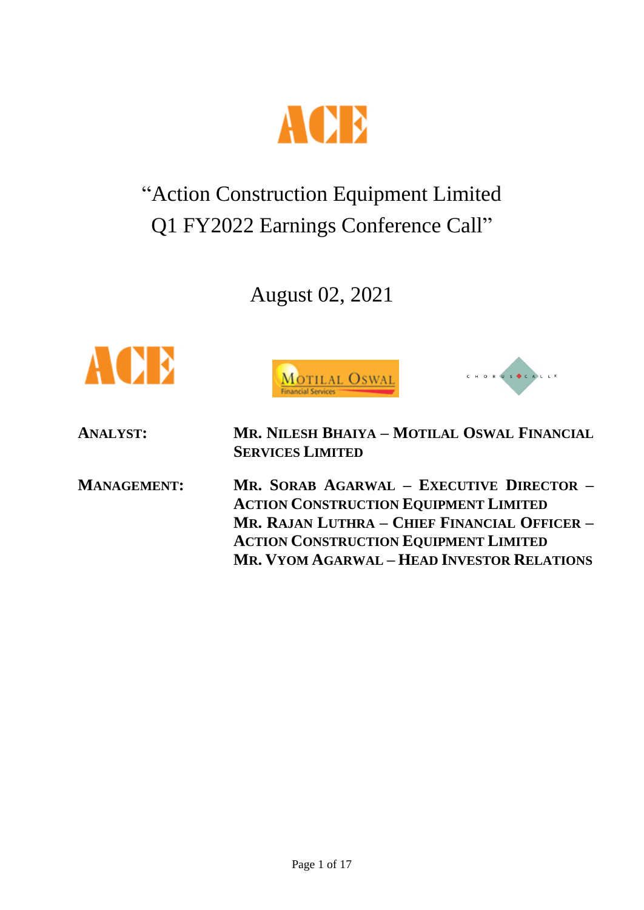# "Action Construction Equipment Limited Q1 FY2022 Earnings Conference Call"

August 02, 2021

**ANALYST:** **MR. NILESH BHAIYA – MOTILAL OSWAL FINANCIAL SERVICES LIMITED**

**MANAGEMENT:** **MR. SORAB AGARWAL – EXECUTIVE DIRECTOR – ACTION CONSTRUCTION EQUIPMENT LIMITED**
**MR. RAJAN LUTHRA – CHIEF FINANCIAL OFFICER – ACTION CONSTRUCTION EQUIPMENT LIMITED**
**MR. VYOM AGARWAL – HEAD INVESTOR RELATIONS**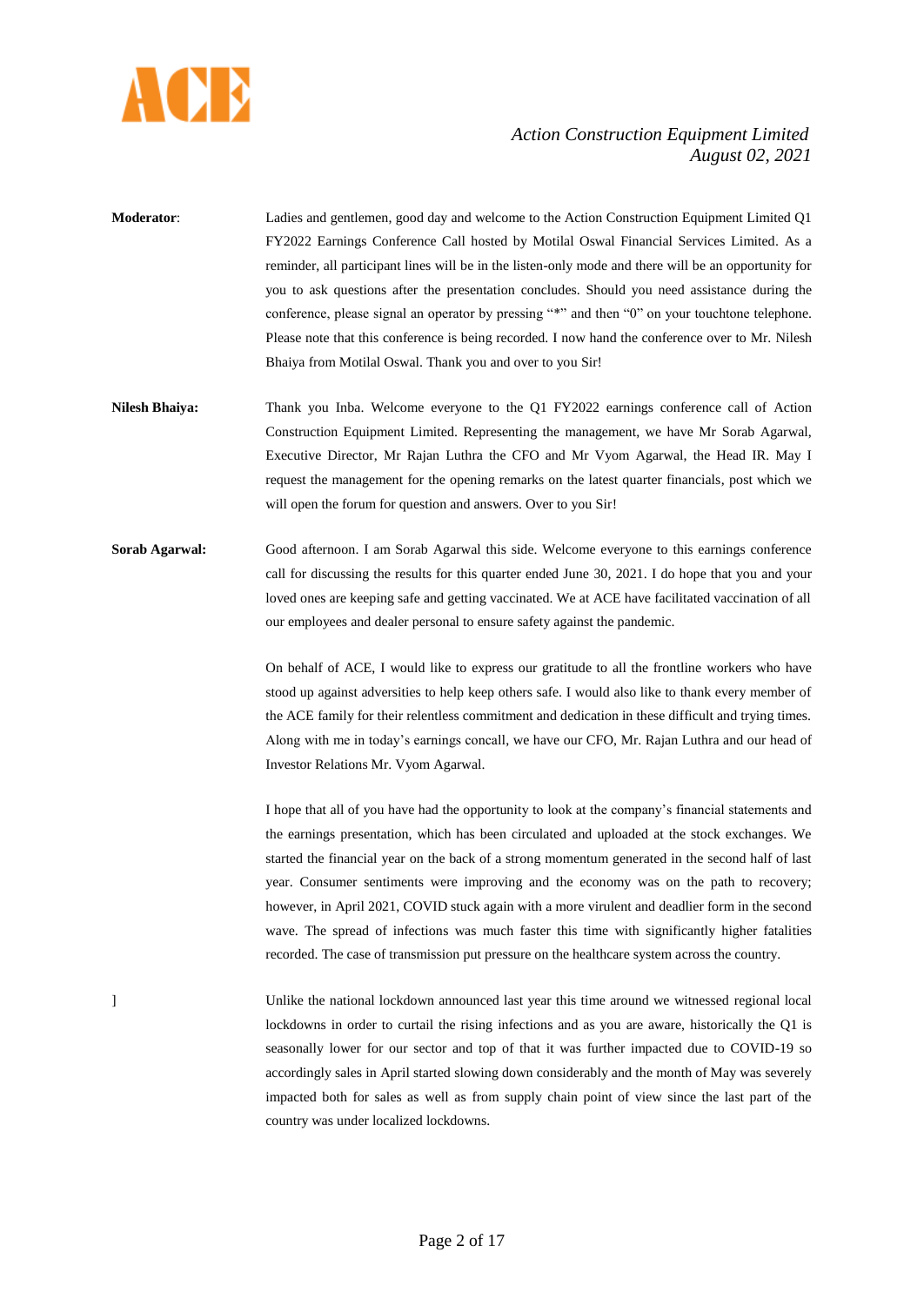**Moderator**: Ladies and gentlemen, good day and welcome to the Action Construction Equipment Limited Q1 FY2022 Earnings Conference Call hosted by Motilal Oswal Financial Services Limited. As a reminder, all participant lines will be in the listen-only mode and there will be an opportunity for you to ask questions after the presentation concludes. Should you need assistance during the conference, please signal an operator by pressing "*" and then "0" on your touchtone telephone. Please note that this conference is being recorded. I now hand the conference over to Mr. Nilesh Bhaiya from Motilal Oswal. Thank you and over to you Sir!

**Nilesh Bhaiya:** Thank you Inba. Welcome everyone to the Q1 FY2022 earnings conference call of Action Construction Equipment Limited. Representing the management, we have Mr Sorab Agarwal, Executive Director, Mr Rajan Luthra the CFO and Mr Vyom Agarwal, the Head IR. May I request the management for the opening remarks on the latest quarter financials, post which we will open the forum for question and answers. Over to you Sir!

**Sorab Agarwal:** Good afternoon. I am Sorab Agarwal this side. Welcome everyone to this earnings conference call for discussing the results for this quarter ended June 30, 2021. I do hope that you and your loved ones are keeping safe and getting vaccinated. We at ACE have facilitated vaccination of all our employees and dealer personal to ensure safety against the pandemic.

On behalf of ACE, I would like to express our gratitude to all the frontline workers who have stood up against adversities to help keep others safe. I would also like to thank every member of the ACE family for their relentless commitment and dedication in these difficult and trying times. Along with me in today's earnings concall, we have our CFO, Mr. Rajan Luthra and our head of Investor Relations Mr. Vyom Agarwal.

I hope that all of you have had the opportunity to look at the company's financial statements and the earnings presentation, which has been circulated and uploaded at the stock exchanges. We started the financial year on the back of a strong momentum generated in the second half of last year. Consumer sentiments were improving and the economy was on the path to recovery; however, in April 2021, COVID stuck again with a more virulent and deadlier form in the second wave. The spread of infections was much faster this time with significantly higher fatalities recorded. The case of transmission put pressure on the healthcare system across the country.

]

Unlike the national lockdown announced last year this time around we witnessed regional local lockdowns in order to curtail the rising infections and as you are aware, historically the Q1 is seasonally lower for our sector and top of that it was further impacted due to COVID-19 so accordingly sales in April started slowing down considerably and the month of May was severely impacted both for sales as well as from supply chain point of view since the last part of the country was under localized lockdowns.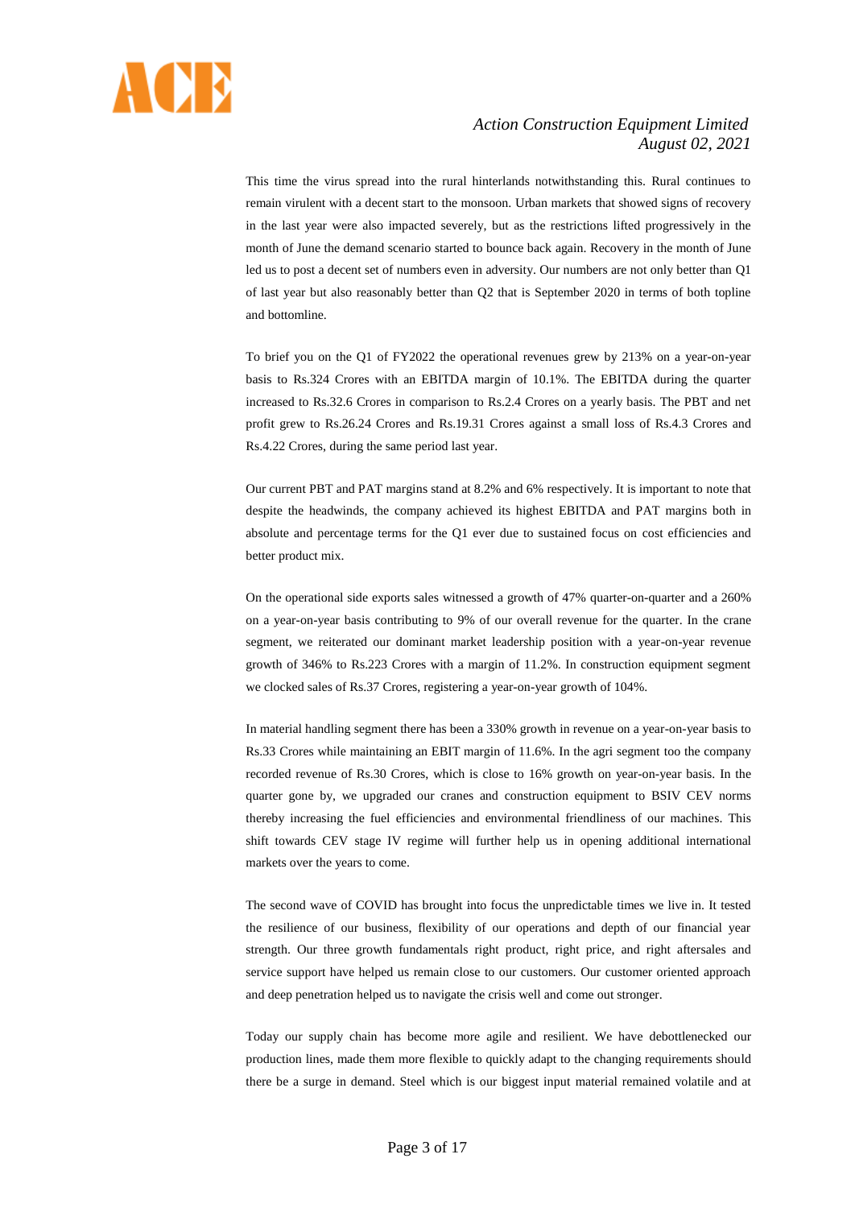This time the virus spread into the rural hinterlands notwithstanding this. Rural continues to remain virulent with a decent start to the monsoon. Urban markets that showed signs of recovery in the last year were also impacted severely, but as the restrictions lifted progressively in the month of June the demand scenario started to bounce back again. Recovery in the month of June led us to post a decent set of numbers even in adversity. Our numbers are not only better than Q1 of last year but also reasonably better than Q2 that is September 2020 in terms of both topline and bottomline.

To brief you on the Q1 of FY2022 the operational revenues grew by 213% on a year-on-year basis to Rs.324 Crores with an EBITDA margin of 10.1%. The EBITDA during the quarter increased to Rs.32.6 Crores in comparison to Rs.2.4 Crores on a yearly basis. The PBT and net profit grew to Rs.26.24 Crores and Rs.19.31 Crores against a small loss of Rs.4.3 Crores and Rs.4.22 Crores, during the same period last year.

Our current PBT and PAT margins stand at 8.2% and 6% respectively. It is important to note that despite the headwinds, the company achieved its highest EBITDA and PAT margins both in absolute and percentage terms for the Q1 ever due to sustained focus on cost efficiencies and better product mix.

On the operational side exports sales witnessed a growth of 47% quarter-on-quarter and a 260% on a year-on-year basis contributing to 9% of our overall revenue for the quarter. In the crane segment, we reiterated our dominant market leadership position with a year-on-year revenue growth of 346% to Rs.223 Crores with a margin of 11.2%. In construction equipment segment we clocked sales of Rs.37 Crores, registering a year-on-year growth of 104%.

In material handling segment there has been a 330% growth in revenue on a year-on-year basis to Rs.33 Crores while maintaining an EBIT margin of 11.6%. In the agri segment too the company recorded revenue of Rs.30 Crores, which is close to 16% growth on year-on-year basis. In the quarter gone by, we upgraded our cranes and construction equipment to BSIV CEV norms thereby increasing the fuel efficiencies and environmental friendliness of our machines. This shift towards CEV stage IV regime will further help us in opening additional international markets over the years to come.

The second wave of COVID has brought into focus the unpredictable times we live in. It tested the resilience of our business, flexibility of our operations and depth of our financial year strength. Our three growth fundamentals right product, right price, and right aftersales and service support have helped us remain close to our customers. Our customer oriented approach and deep penetration helped us to navigate the crisis well and come out stronger.

Today our supply chain has become more agile and resilient. We have debottlenecked our production lines, made them more flexible to quickly adapt to the changing requirements should there be a surge in demand. Steel which is our biggest input material remained volatile and at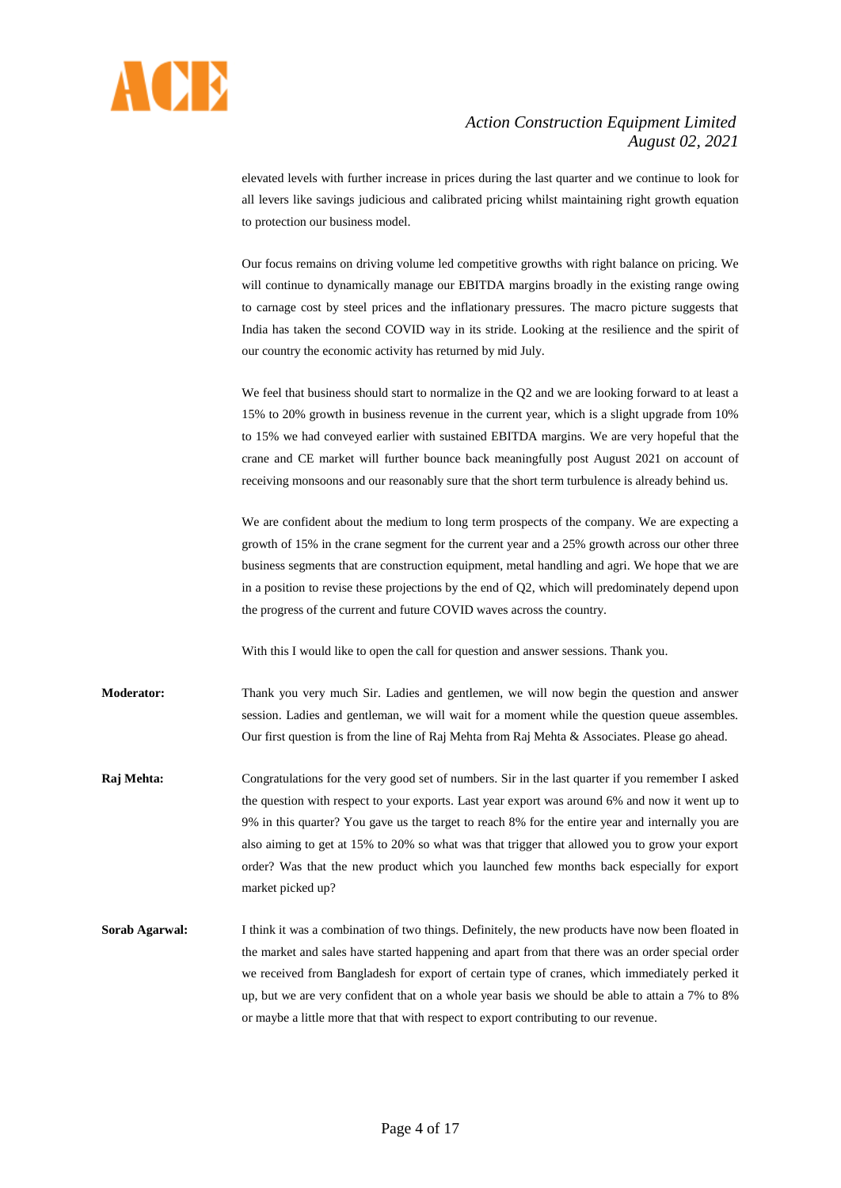elevated levels with further increase in prices during the last quarter and we continue to look for all levers like savings judicious and calibrated pricing whilst maintaining right growth equation to protection our business model.

Our focus remains on driving volume led competitive growths with right balance on pricing. We will continue to dynamically manage our EBITDA margins broadly in the existing range owing to carnage cost by steel prices and the inflationary pressures. The macro picture suggests that India has taken the second COVID way in its stride. Looking at the resilience and the spirit of our country the economic activity has returned by mid July.

We feel that business should start to normalize in the Q2 and we are looking forward to at least a 15% to 20% growth in business revenue in the current year, which is a slight upgrade from 10% to 15% we had conveyed earlier with sustained EBITDA margins. We are very hopeful that the crane and CE market will further bounce back meaningfully post August 2021 on account of receiving monsoons and our reasonably sure that the short term turbulence is already behind us.

We are confident about the medium to long term prospects of the company. We are expecting a growth of 15% in the crane segment for the current year and a 25% growth across our other three business segments that are construction equipment, metal handling and agri. We hope that we are in a position to revise these projections by the end of Q2, which will predominately depend upon the progress of the current and future COVID waves across the country.

With this I would like to open the call for question and answer sessions. Thank you.

**Moderator:** Thank you very much Sir. Ladies and gentlemen, we will now begin the question and answer session. Ladies and gentleman, we will wait for a moment while the question queue assembles. Our first question is from the line of Raj Mehta from Raj Mehta & Associates. Please go ahead.

**Raj Mehta:** Congratulations for the very good set of numbers. Sir in the last quarter if you remember I asked the question with respect to your exports. Last year export was around 6% and now it went up to 9% in this quarter? You gave us the target to reach 8% for the entire year and internally you are also aiming to get at 15% to 20% so what was that trigger that allowed you to grow your export order? Was that the new product which you launched few months back especially for export market picked up?

**Sorab Agarwal:** I think it was a combination of two things. Definitely, the new products have now been floated in the market and sales have started happening and apart from that there was an order special order we received from Bangladesh for export of certain type of cranes, which immediately perked it up, but we are very confident that on a whole year basis we should be able to attain a 7% to 8% or maybe a little more that that with respect to export contributing to our revenue.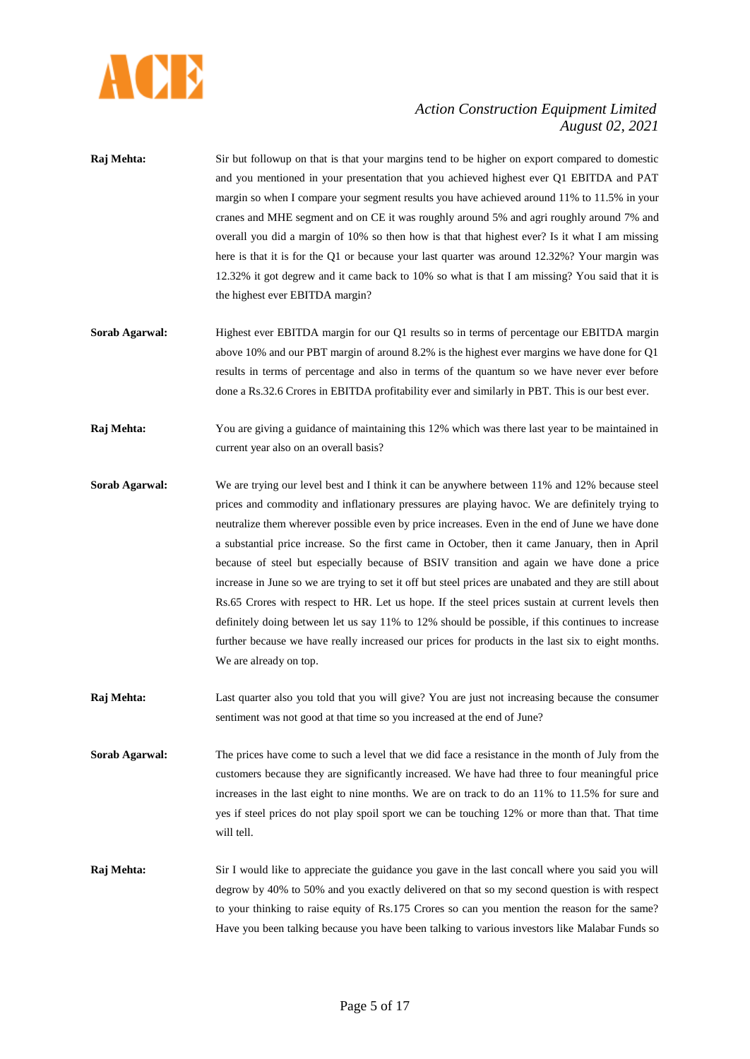**Raj Mehta:** Sir but followup on that is that your margins tend to be higher on export compared to domestic and you mentioned in your presentation that you achieved highest ever Q1 EBITDA and PAT margin so when I compare your segment results you have achieved around 11% to 11.5% in your cranes and MHE segment and on CE it was roughly around 5% and agri roughly around 7% and overall you did a margin of 10% so then how is that that highest ever? Is it what I am missing here is that it is for the Q1 or because your last quarter was around 12.32%? Your margin was 12.32% it got degrew and it came back to 10% so what is that I am missing? You said that it is the highest ever EBITDA margin?

**Sorab Agarwal:** Highest ever EBITDA margin for our Q1 results so in terms of percentage our EBITDA margin above 10% and our PBT margin of around 8.2% is the highest ever margins we have done for Q1 results in terms of percentage and also in terms of the quantum so we have never ever before done a Rs.32.6 Crores in EBITDA profitability ever and similarly in PBT. This is our best ever.

**Raj Mehta:** You are giving a guidance of maintaining this 12% which was there last year to be maintained in current year also on an overall basis?

**Sorab Agarwal:** We are trying our level best and I think it can be anywhere between 11% and 12% because steel prices and commodity and inflationary pressures are playing havoc. We are definitely trying to neutralize them wherever possible even by price increases. Even in the end of June we have done a substantial price increase. So the first came in October, then it came January, then in April because of steel but especially because of BSIV transition and again we have done a price increase in June so we are trying to set it off but steel prices are unabated and they are still about Rs.65 Crores with respect to HR. Let us hope. If the steel prices sustain at current levels then definitely doing between let us say 11% to 12% should be possible, if this continues to increase further because we have really increased our prices for products in the last six to eight months. We are already on top.

**Raj Mehta:** Last quarter also you told that you will give? You are just not increasing because the consumer sentiment was not good at that time so you increased at the end of June?

**Sorab Agarwal:** The prices have come to such a level that we did face a resistance in the month of July from the customers because they are significantly increased. We have had three to four meaningful price increases in the last eight to nine months. We are on track to do an 11% to 11.5% for sure and yes if steel prices do not play spoil sport we can be touching 12% or more than that. That time will tell.

**Raj Mehta:** Sir I would like to appreciate the guidance you gave in the last concall where you said you will degrow by 40% to 50% and you exactly delivered on that so my second question is with respect to your thinking to raise equity of Rs.175 Crores so can you mention the reason for the same? Have you been talking because you have been talking to various investors like Malabar Funds so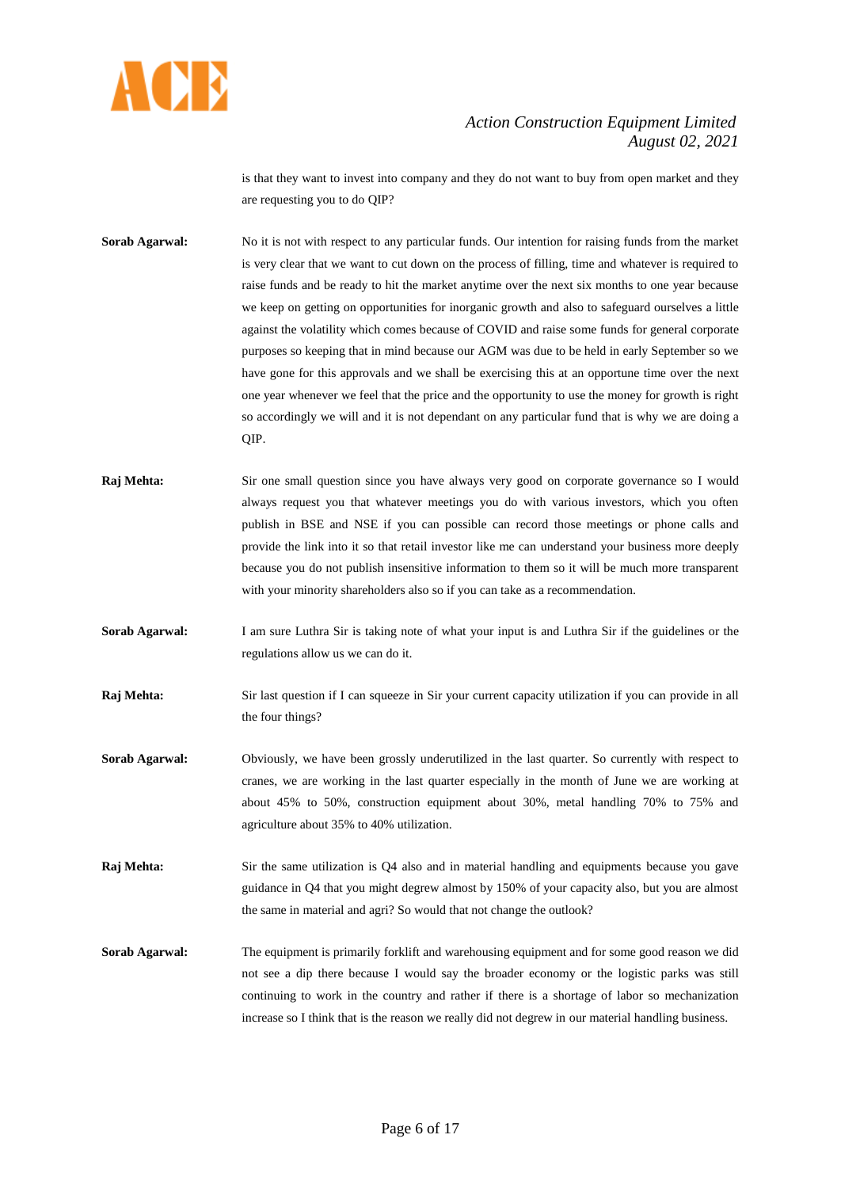is that they want to invest into company and they do not want to buy from open market and they are requesting you to do QIP?

**Sorab Agarwal:** No it is not with respect to any particular funds. Our intention for raising funds from the market is very clear that we want to cut down on the process of filling, time and whatever is required to raise funds and be ready to hit the market anytime over the next six months to one year because we keep on getting on opportunities for inorganic growth and also to safeguard ourselves a little against the volatility which comes because of COVID and raise some funds for general corporate purposes so keeping that in mind because our AGM was due to be held in early September so we have gone for this approvals and we shall be exercising this at an opportune time over the next one year whenever we feel that the price and the opportunity to use the money for growth is right so accordingly we will and it is not dependant on any particular fund that is why we are doing a QIP.

**Raj Mehta:** Sir one small question since you have always very good on corporate governance so I would always request you that whatever meetings you do with various investors, which you often publish in BSE and NSE if you can possible can record those meetings or phone calls and provide the link into it so that retail investor like me can understand your business more deeply because you do not publish insensitive information to them so it will be much more transparent with your minority shareholders also so if you can take as a recommendation.

**Sorab Agarwal:** I am sure Luthra Sir is taking note of what your input is and Luthra Sir if the guidelines or the regulations allow us we can do it.

**Raj Mehta:** Sir last question if I can squeeze in Sir your current capacity utilization if you can provide in all the four things?

**Sorab Agarwal:** Obviously, we have been grossly underutilized in the last quarter. So currently with respect to cranes, we are working in the last quarter especially in the month of June we are working at about 45% to 50%, construction equipment about 30%, metal handling 70% to 75% and agriculture about 35% to 40% utilization.

**Raj Mehta:** Sir the same utilization is Q4 also and in material handling and equipments because you gave guidance in Q4 that you might degrew almost by 150% of your capacity also, but you are almost the same in material and agri? So would that not change the outlook?

**Sorab Agarwal:** The equipment is primarily forklift and warehousing equipment and for some good reason we did not see a dip there because I would say the broader economy or the logistic parks was still continuing to work in the country and rather if there is a shortage of labor so mechanization increase so I think that is the reason we really did not degrew in our material handling business.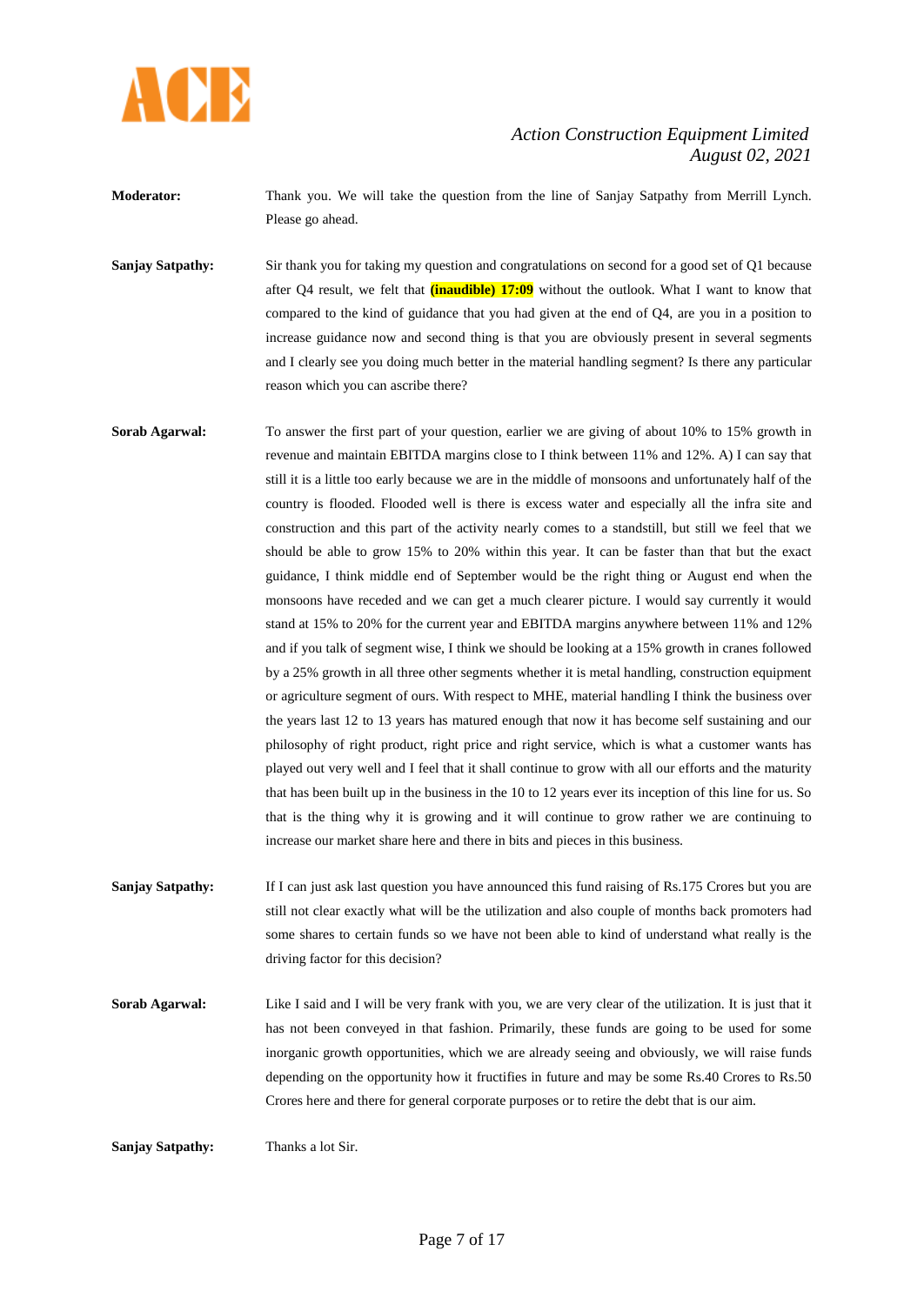**Moderator:** Thank you. We will take the question from the line of Sanjay Satpathy from Merrill Lynch. Please go ahead.

**Sanjay Satpathy:** Sir thank you for taking my question and congratulations on second for a good set of Q1 because after Q4 result, we felt that **(inaudible) 17:09** without the outlook. What I want to know that compared to the kind of guidance that you had given at the end of Q4, are you in a position to increase guidance now and second thing is that you are obviously present in several segments and I clearly see you doing much better in the material handling segment? Is there any particular reason which you can ascribe there?

**Sorab Agarwal:** To answer the first part of your question, earlier we are giving of about 10% to 15% growth in revenue and maintain EBITDA margins close to I think between 11% and 12%. A) I can say that still it is a little too early because we are in the middle of monsoons and unfortunately half of the country is flooded. Flooded well is there is excess water and especially all the infra site and construction and this part of the activity nearly comes to a standstill, but still we feel that we should be able to grow 15% to 20% within this year. It can be faster than that but the exact guidance, I think middle end of September would be the right thing or August end when the monsoons have receded and we can get a much clearer picture. I would say currently it would stand at 15% to 20% for the current year and EBITDA margins anywhere between 11% and 12% and if you talk of segment wise, I think we should be looking at a 15% growth in cranes followed by a 25% growth in all three other segments whether it is metal handling, construction equipment or agriculture segment of ours. With respect to MHE, material handling I think the business over the years last 12 to 13 years has matured enough that now it has become self sustaining and our philosophy of right product, right price and right service, which is what a customer wants has played out very well and I feel that it shall continue to grow with all our efforts and the maturity that has been built up in the business in the 10 to 12 years ever its inception of this line for us. So that is the thing why it is growing and it will continue to grow rather we are continuing to increase our market share here and there in bits and pieces in this business.

**Sanjay Satpathy:** If I can just ask last question you have announced this fund raising of Rs.175 Crores but you are still not clear exactly what will be the utilization and also couple of months back promoters had some shares to certain funds so we have not been able to kind of understand what really is the driving factor for this decision?

**Sorab Agarwal:** Like I said and I will be very frank with you, we are very clear of the utilization. It is just that it has not been conveyed in that fashion. Primarily, these funds are going to be used for some inorganic growth opportunities, which we are already seeing and obviously, we will raise funds depending on the opportunity how it fructifies in future and may be some Rs.40 Crores to Rs.50 Crores here and there for general corporate purposes or to retire the debt that is our aim.

**Sanjay Satpathy:** Thanks a lot Sir.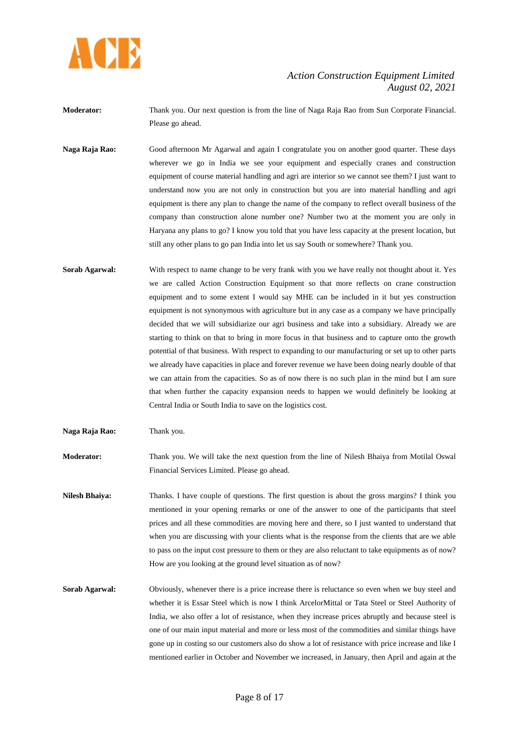**Moderator:** Thank you. Our next question is from the line of Naga Raja Rao from Sun Corporate Financial. Please go ahead.

**Naga Raja Rao:** Good afternoon Mr Agarwal and again I congratulate you on another good quarter. These days wherever we go in India we see your equipment and especially cranes and construction equipment of course material handling and agri are interior so we cannot see them? I just want to understand now you are not only in construction but you are into material handling and agri equipment is there any plan to change the name of the company to reflect overall business of the company than construction alone number one? Number two at the moment you are only in Haryana any plans to go? I know you told that you have less capacity at the present location, but still any other plans to go pan India into let us say South or somewhere? Thank you.

**Sorab Agarwal:** With respect to name change to be very frank with you we have really not thought about it. Yes we are called Action Construction Equipment so that more reflects on crane construction equipment and to some extent I would say MHE can be included in it but yes construction equipment is not synonymous with agriculture but in any case as a company we have principally decided that we will subsidiarize our agri business and take into a subsidiary. Already we are starting to think on that to bring in more focus in that business and to capture onto the growth potential of that business. With respect to expanding to our manufacturing or set up to other parts we already have capacities in place and forever revenue we have been doing nearly double of that we can attain from the capacities. So as of now there is no such plan in the mind but I am sure that when further the capacity expansion needs to happen we would definitely be looking at Central India or South India to save on the logistics cost.

**Naga Raja Rao:** Thank you.

**Moderator:** Thank you. We will take the next question from the line of Nilesh Bhaiya from Motilal Oswal Financial Services Limited. Please go ahead.

**Nilesh Bhaiya:** Thanks. I have couple of questions. The first question is about the gross margins? I think you mentioned in your opening remarks or one of the answer to one of the participants that steel prices and all these commodities are moving here and there, so I just wanted to understand that when you are discussing with your clients what is the response from the clients that are we able to pass on the input cost pressure to them or they are also reluctant to take equipments as of now? How are you looking at the ground level situation as of now?

**Sorab Agarwal:** Obviously, whenever there is a price increase there is reluctance so even when we buy steel and whether it is Essar Steel which is now I think ArcelorMittal or Tata Steel or Steel Authority of India, we also offer a lot of resistance, when they increase prices abruptly and because steel is one of our main input material and more or less most of the commodities and similar things have gone up in costing so our customers also do show a lot of resistance with price increase and like I mentioned earlier in October and November we increased, in January, then April and again at the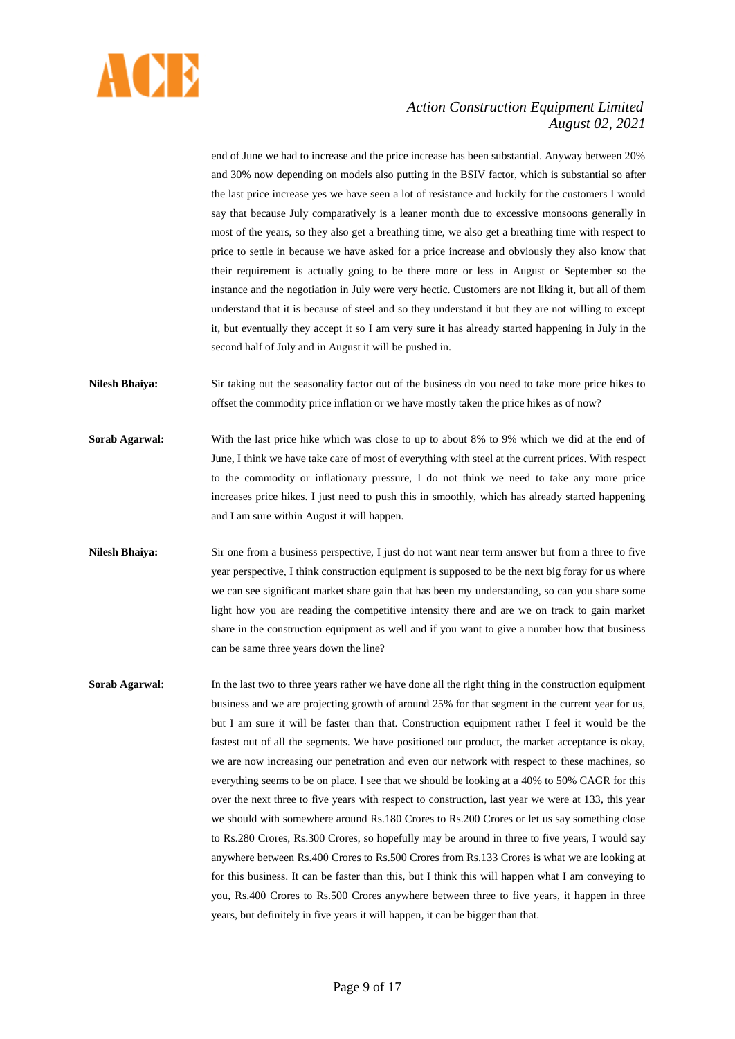end of June we had to increase and the price increase has been substantial. Anyway between 20% and 30% now depending on models also putting in the BSIV factor, which is substantial so after the last price increase yes we have seen a lot of resistance and luckily for the customers I would say that because July comparatively is a leaner month due to excessive monsoons generally in most of the years, so they also get a breathing time, we also get a breathing time with respect to price to settle in because we have asked for a price increase and obviously they also know that their requirement is actually going to be there more or less in August or September so the instance and the negotiation in July were very hectic. Customers are not liking it, but all of them understand that it is because of steel and so they understand it but they are not willing to except it, but eventually they accept it so I am very sure it has already started happening in July in the second half of July and in August it will be pushed in.

**Nilesh Bhaiya:** Sir taking out the seasonality factor out of the business do you need to take more price hikes to offset the commodity price inflation or we have mostly taken the price hikes as of now?

**Sorab Agarwal:** With the last price hike which was close to up to about 8% to 9% which we did at the end of June, I think we have take care of most of everything with steel at the current prices. With respect to the commodity or inflationary pressure, I do not think we need to take any more price increases price hikes. I just need to push this in smoothly, which has already started happening and I am sure within August it will happen.

**Nilesh Bhaiya:** Sir one from a business perspective, I just do not want near term answer but from a three to five year perspective, I think construction equipment is supposed to be the next big foray for us where we can see significant market share gain that has been my understanding, so can you share some light how you are reading the competitive intensity there and are we on track to gain market share in the construction equipment as well and if you want to give a number how that business can be same three years down the line?

**Sorab Agarwal**: In the last two to three years rather we have done all the right thing in the construction equipment business and we are projecting growth of around 25% for that segment in the current year for us, but I am sure it will be faster than that. Construction equipment rather I feel it would be the fastest out of all the segments. We have positioned our product, the market acceptance is okay, we are now increasing our penetration and even our network with respect to these machines, so everything seems to be on place. I see that we should be looking at a 40% to 50% CAGR for this over the next three to five years with respect to construction, last year we were at 133, this year we should with somewhere around Rs.180 Crores to Rs.200 Crores or let us say something close to Rs.280 Crores, Rs.300 Crores, so hopefully may be around in three to five years, I would say anywhere between Rs.400 Crores to Rs.500 Crores from Rs.133 Crores is what we are looking at for this business. It can be faster than this, but I think this will happen what I am conveying to you, Rs.400 Crores to Rs.500 Crores anywhere between three to five years, it happen in three years, but definitely in five years it will happen, it can be bigger than that.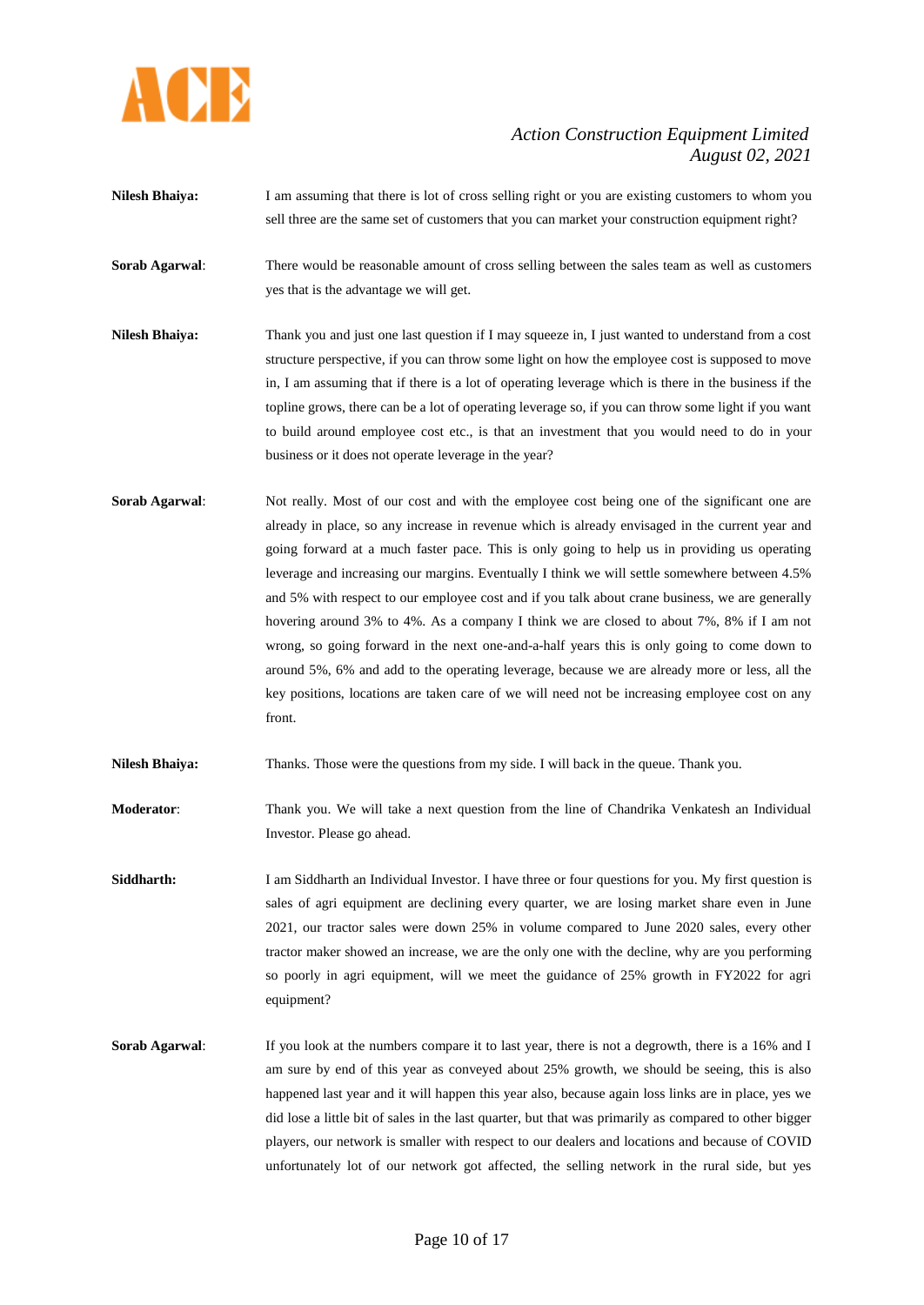**Nilesh Bhaiya:** I am assuming that there is lot of cross selling right or you are existing customers to whom you sell three are the same set of customers that you can market your construction equipment right?

**Sorab Agarwal**: There would be reasonable amount of cross selling between the sales team as well as customers yes that is the advantage we will get.

**Nilesh Bhaiya:** Thank you and just one last question if I may squeeze in, I just wanted to understand from a cost structure perspective, if you can throw some light on how the employee cost is supposed to move in, I am assuming that if there is a lot of operating leverage which is there in the business if the topline grows, there can be a lot of operating leverage so, if you can throw some light if you want to build around employee cost etc., is that an investment that you would need to do in your business or it does not operate leverage in the year?

**Sorab Agarwal**: Not really. Most of our cost and with the employee cost being one of the significant one are already in place, so any increase in revenue which is already envisaged in the current year and going forward at a much faster pace. This is only going to help us in providing us operating leverage and increasing our margins. Eventually I think we will settle somewhere between 4.5% and 5% with respect to our employee cost and if you talk about crane business, we are generally hovering around 3% to 4%. As a company I think we are closed to about 7%, 8% if I am not wrong, so going forward in the next one-and-a-half years this is only going to come down to around 5%, 6% and add to the operating leverage, because we are already more or less, all the key positions, locations are taken care of we will need not be increasing employee cost on any front.

**Nilesh Bhaiya:** Thanks. Those were the questions from my side. I will back in the queue. Thank you.

**Moderator**: Thank you. We will take a next question from the line of Chandrika Venkatesh an Individual Investor. Please go ahead.

**Siddharth:** I am Siddharth an Individual Investor. I have three or four questions for you. My first question is sales of agri equipment are declining every quarter, we are losing market share even in June 2021, our tractor sales were down 25% in volume compared to June 2020 sales, every other tractor maker showed an increase, we are the only one with the decline, why are you performing so poorly in agri equipment, will we meet the guidance of 25% growth in FY2022 for agri equipment?

**Sorab Agarwal**: If you look at the numbers compare it to last year, there is not a degrowth, there is a 16% and I am sure by end of this year as conveyed about 25% growth, we should be seeing, this is also happened last year and it will happen this year also, because again loss links are in place, yes we did lose a little bit of sales in the last quarter, but that was primarily as compared to other bigger players, our network is smaller with respect to our dealers and locations and because of COVID unfortunately lot of our network got affected, the selling network in the rural side, but yes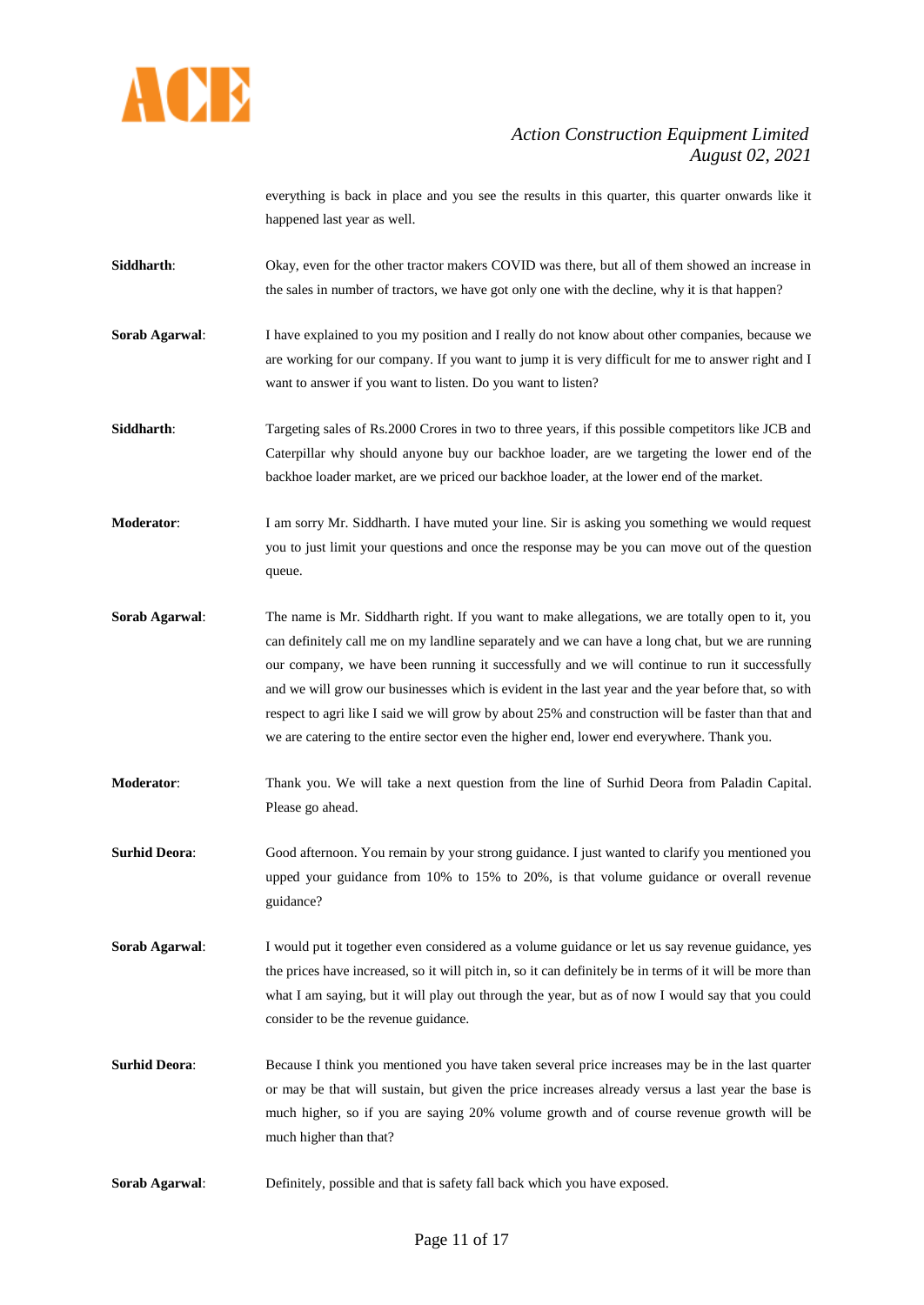everything is back in place and you see the results in this quarter, this quarter onwards like it happened last year as well.

**Siddharth**: Okay, even for the other tractor makers COVID was there, but all of them showed an increase in the sales in number of tractors, we have got only one with the decline, why it is that happen?

**Sorab Agarwal**: I have explained to you my position and I really do not know about other companies, because we are working for our company. If you want to jump it is very difficult for me to answer right and I want to answer if you want to listen. Do you want to listen?

**Siddharth**: Targeting sales of Rs.2000 Crores in two to three years, if this possible competitors like JCB and Caterpillar why should anyone buy our backhoe loader, are we targeting the lower end of the backhoe loader market, are we priced our backhoe loader, at the lower end of the market.

**Moderator**: I am sorry Mr. Siddharth. I have muted your line. Sir is asking you something we would request you to just limit your questions and once the response may be you can move out of the question queue.

**Sorab Agarwal**: The name is Mr. Siddharth right. If you want to make allegations, we are totally open to it, you can definitely call me on my landline separately and we can have a long chat, but we are running our company, we have been running it successfully and we will continue to run it successfully and we will grow our businesses which is evident in the last year and the year before that, so with respect to agri like I said we will grow by about 25% and construction will be faster than that and we are catering to the entire sector even the higher end, lower end everywhere. Thank you.

**Moderator**: Thank you. We will take a next question from the line of Surhid Deora from Paladin Capital. Please go ahead.

**Surhid Deora**: Good afternoon. You remain by your strong guidance. I just wanted to clarify you mentioned you upped your guidance from 10% to 15% to 20%, is that volume guidance or overall revenue guidance?

**Sorab Agarwal**: I would put it together even considered as a volume guidance or let us say revenue guidance, yes the prices have increased, so it will pitch in, so it can definitely be in terms of it will be more than what I am saying, but it will play out through the year, but as of now I would say that you could consider to be the revenue guidance.

**Surhid Deora**: Because I think you mentioned you have taken several price increases may be in the last quarter or may be that will sustain, but given the price increases already versus a last year the base is much higher, so if you are saying 20% volume growth and of course revenue growth will be much higher than that?

**Sorab Agarwal**: Definitely, possible and that is safety fall back which you have exposed.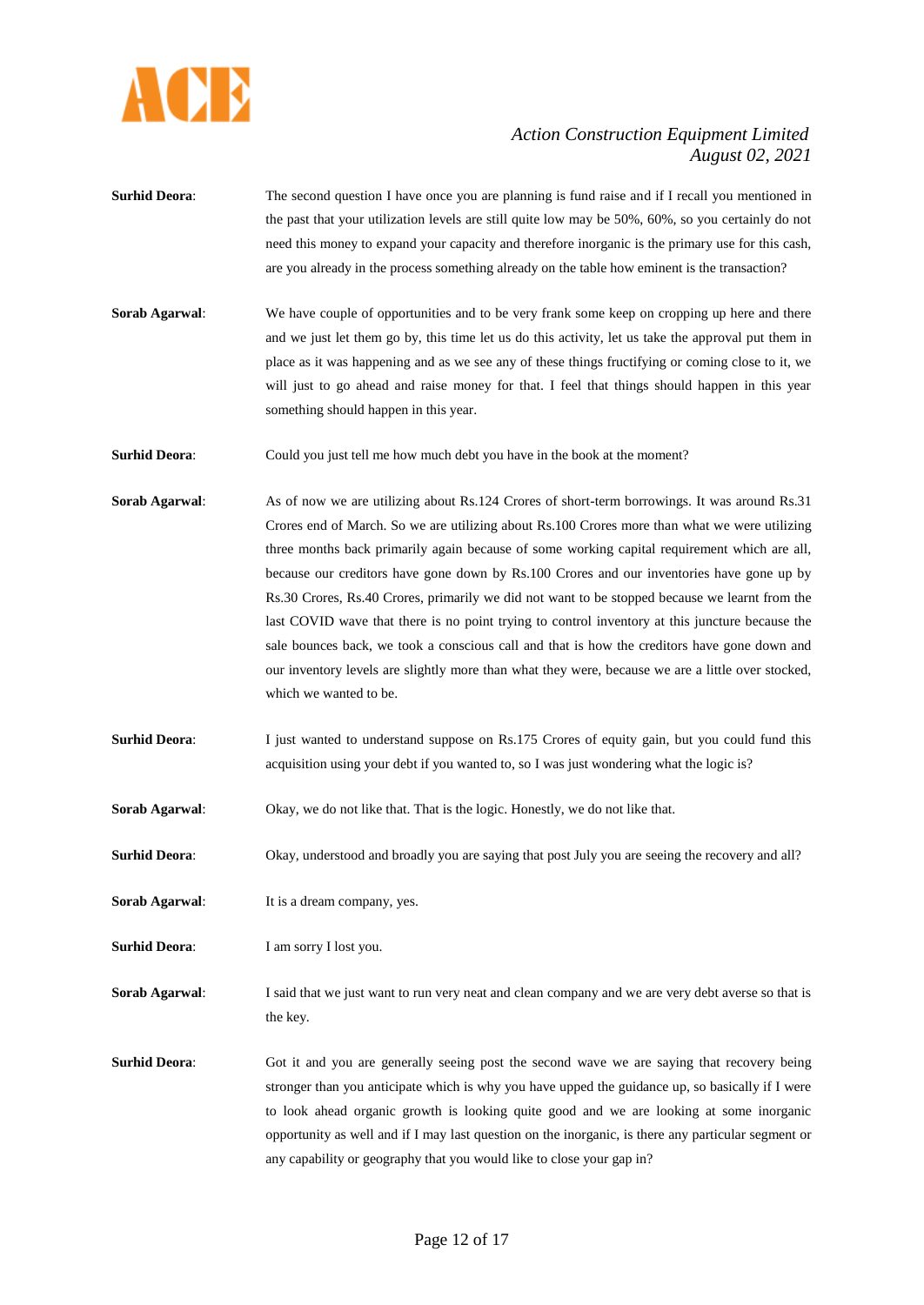**Surhid Deora**: The second question I have once you are planning is fund raise and if I recall you mentioned in the past that your utilization levels are still quite low may be 50%, 60%, so you certainly do not need this money to expand your capacity and therefore inorganic is the primary use for this cash, are you already in the process something already on the table how eminent is the transaction?

**Sorab Agarwal**: We have couple of opportunities and to be very frank some keep on cropping up here and there and we just let them go by, this time let us do this activity, let us take the approval put them in place as it was happening and as we see any of these things fructifying or coming close to it, we will just to go ahead and raise money for that. I feel that things should happen in this year something should happen in this year.

**Surhid Deora**: Could you just tell me how much debt you have in the book at the moment?

**Sorab Agarwal**: As of now we are utilizing about Rs.124 Crores of short-term borrowings. It was around Rs.31 Crores end of March. So we are utilizing about Rs.100 Crores more than what we were utilizing three months back primarily again because of some working capital requirement which are all, because our creditors have gone down by Rs.100 Crores and our inventories have gone up by Rs.30 Crores, Rs.40 Crores, primarily we did not want to be stopped because we learnt from the last COVID wave that there is no point trying to control inventory at this juncture because the sale bounces back, we took a conscious call and that is how the creditors have gone down and our inventory levels are slightly more than what they were, because we are a little over stocked, which we wanted to be.

**Surhid Deora**: I just wanted to understand suppose on Rs.175 Crores of equity gain, but you could fund this acquisition using your debt if you wanted to, so I was just wondering what the logic is?

**Sorab Agarwal**: Okay, we do not like that. That is the logic. Honestly, we do not like that.

**Surhid Deora**: Okay, understood and broadly you are saying that post July you are seeing the recovery and all?

**Sorab Agarwal**: It is a dream company, yes.

**Surhid Deora**: I am sorry I lost you.

**Sorab Agarwal**: I said that we just want to run very neat and clean company and we are very debt averse so that is the key.

**Surhid Deora**: Got it and you are generally seeing post the second wave we are saying that recovery being stronger than you anticipate which is why you have upped the guidance up, so basically if I were to look ahead organic growth is looking quite good and we are looking at some inorganic opportunity as well and if I may last question on the inorganic, is there any particular segment or any capability or geography that you would like to close your gap in?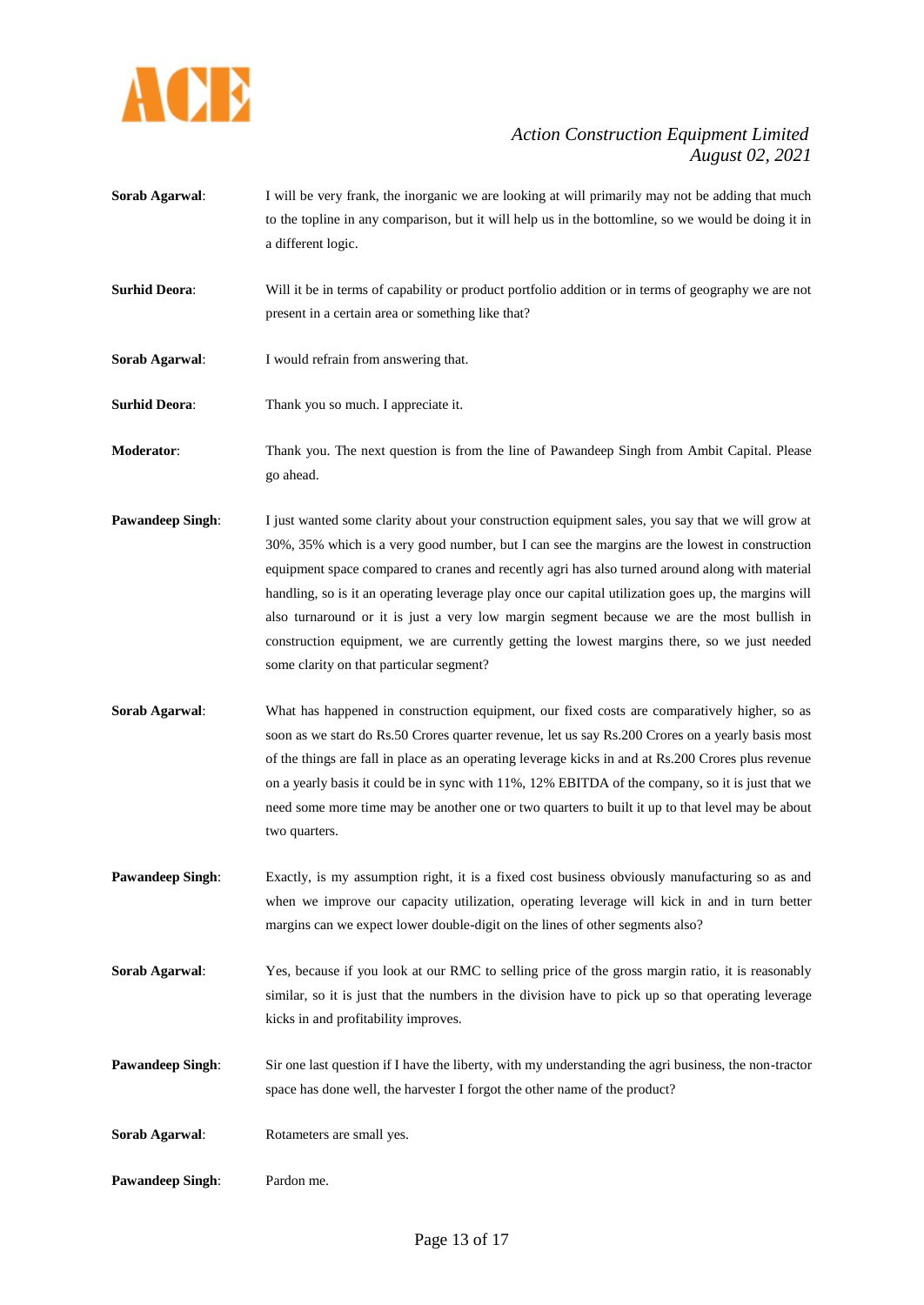**Sorab Agarwal**: I will be very frank, the inorganic we are looking at will primarily may not be adding that much to the topline in any comparison, but it will help us in the bottomline, so we would be doing it in a different logic.

**Surhid Deora**: Will it be in terms of capability or product portfolio addition or in terms of geography we are not present in a certain area or something like that?

**Sorab Agarwal**: I would refrain from answering that.

**Surhid Deora**: Thank you so much. I appreciate it.

**Moderator**: Thank you. The next question is from the line of Pawandeep Singh from Ambit Capital. Please go ahead.

**Pawandeep Singh**: I just wanted some clarity about your construction equipment sales, you say that we will grow at 30%, 35% which is a very good number, but I can see the margins are the lowest in construction equipment space compared to cranes and recently agri has also turned around along with material handling, so is it an operating leverage play once our capital utilization goes up, the margins will also turnaround or it is just a very low margin segment because we are the most bullish in construction equipment, we are currently getting the lowest margins there, so we just needed some clarity on that particular segment?

**Sorab Agarwal**: What has happened in construction equipment, our fixed costs are comparatively higher, so as soon as we start do Rs.50 Crores quarter revenue, let us say Rs.200 Crores on a yearly basis most of the things are fall in place as an operating leverage kicks in and at Rs.200 Crores plus revenue on a yearly basis it could be in sync with 11%, 12% EBITDA of the company, so it is just that we need some more time may be another one or two quarters to built it up to that level may be about two quarters.

**Pawandeep Singh**: Exactly, is my assumption right, it is a fixed cost business obviously manufacturing so as and when we improve our capacity utilization, operating leverage will kick in and in turn better margins can we expect lower double-digit on the lines of other segments also?

**Sorab Agarwal**: Yes, because if you look at our RMC to selling price of the gross margin ratio, it is reasonably similar, so it is just that the numbers in the division have to pick up so that operating leverage kicks in and profitability improves.

**Pawandeep Singh**: Sir one last question if I have the liberty, with my understanding the agri business, the non-tractor space has done well, the harvester I forgot the other name of the product?

**Sorab Agarwal**: Rotameters are small yes.

**Pawandeep Singh**: Pardon me.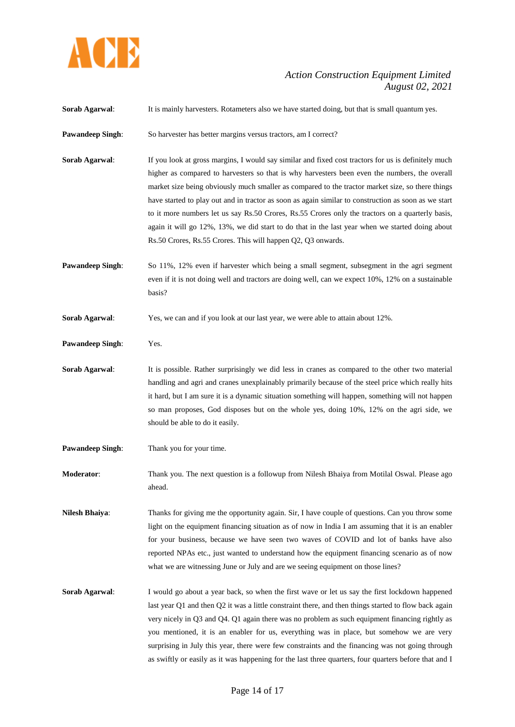**Sorab Agarwal**: It is mainly harvesters. Rotameters also we have started doing, but that is small quantum yes.

**Pawandeep Singh**: So harvester has better margins versus tractors, am I correct?

**Sorab Agarwal**: If you look at gross margins, I would say similar and fixed cost tractors for us is definitely much higher as compared to harvesters so that is why harvesters been even the numbers, the overall market size being obviously much smaller as compared to the tractor market size, so there things have started to play out and in tractor as soon as again similar to construction as soon as we start to it more numbers let us say Rs.50 Crores, Rs.55 Crores only the tractors on a quarterly basis, again it will go 12%, 13%, we did start to do that in the last year when we started doing about Rs.50 Crores, Rs.55 Crores. This will happen Q2, Q3 onwards.

**Pawandeep Singh**: So 11%, 12% even if harvester which being a small segment, subsegment in the agri segment even if it is not doing well and tractors are doing well, can we expect 10%, 12% on a sustainable basis?

**Sorab Agarwal**: Yes, we can and if you look at our last year, we were able to attain about 12%.

**Pawandeep Singh**: Yes.

**Sorab Agarwal**: It is possible. Rather surprisingly we did less in cranes as compared to the other two material handling and agri and cranes unexplainably primarily because of the steel price which really hits it hard, but I am sure it is a dynamic situation something will happen, something will not happen so man proposes, God disposes but on the whole yes, doing 10%, 12% on the agri side, we should be able to do it easily.

**Pawandeep Singh**: Thank you for your time.

**Moderator**: Thank you. The next question is a followup from Nilesh Bhaiya from Motilal Oswal. Please ago ahead.

**Nilesh Bhaiya**: Thanks for giving me the opportunity again. Sir, I have couple of questions. Can you throw some light on the equipment financing situation as of now in India I am assuming that it is an enabler for your business, because we have seen two waves of COVID and lot of banks have also reported NPAs etc., just wanted to understand how the equipment financing scenario as of now what we are witnessing June or July and are we seeing equipment on those lines?

**Sorab Agarwal**: I would go about a year back, so when the first wave or let us say the first lockdown happened last year Q1 and then Q2 it was a little constraint there, and then things started to flow back again very nicely in Q3 and Q4. Q1 again there was no problem as such equipment financing rightly as you mentioned, it is an enabler for us, everything was in place, but somehow we are very surprising in July this year, there were few constraints and the financing was not going through as swiftly or easily as it was happening for the last three quarters, four quarters before that and I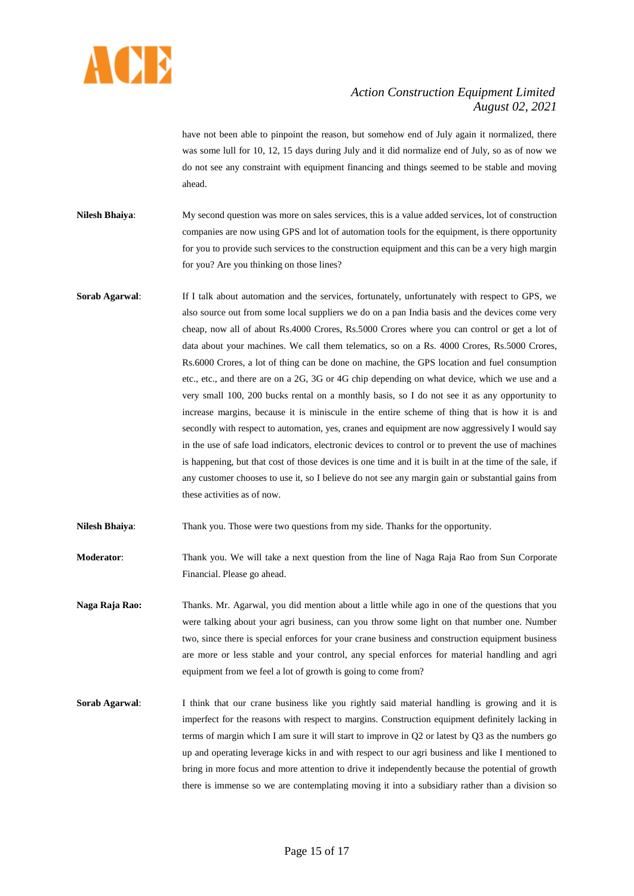have not been able to pinpoint the reason, but somehow end of July again it normalized, there was some lull for 10, 12, 15 days during July and it did normalize end of July, so as of now we do not see any constraint with equipment financing and things seemed to be stable and moving ahead.

**Nilesh Bhaiya**: My second question was more on sales services, this is a value added services, lot of construction companies are now using GPS and lot of automation tools for the equipment, is there opportunity for you to provide such services to the construction equipment and this can be a very high margin for you? Are you thinking on those lines?

**Sorab Agarwal**: If I talk about automation and the services, fortunately, unfortunately with respect to GPS, we also source out from some local suppliers we do on a pan India basis and the devices come very cheap, now all of about Rs.4000 Crores, Rs.5000 Crores where you can control or get a lot of data about your machines. We call them telematics, so on a Rs. 4000 Crores, Rs.5000 Crores, Rs.6000 Crores, a lot of thing can be done on machine, the GPS location and fuel consumption etc., etc., and there are on a 2G, 3G or 4G chip depending on what device, which we use and a very small 100, 200 bucks rental on a monthly basis, so I do not see it as any opportunity to increase margins, because it is miniscule in the entire scheme of thing that is how it is and secondly with respect to automation, yes, cranes and equipment are now aggressively I would say in the use of safe load indicators, electronic devices to control or to prevent the use of machines is happening, but that cost of those devices is one time and it is built in at the time of the sale, if any customer chooses to use it, so I believe do not see any margin gain or substantial gains from these activities as of now.

**Nilesh Bhaiya**: Thank you. Those were two questions from my side. Thanks for the opportunity.

**Moderator**: Thank you. We will take a next question from the line of Naga Raja Rao from Sun Corporate Financial. Please go ahead.

**Naga Raja Rao:** Thanks. Mr. Agarwal, you did mention about a little while ago in one of the questions that you were talking about your agri business, can you throw some light on that number one. Number two, since there is special enforces for your crane business and construction equipment business are more or less stable and your control, any special enforces for material handling and agri equipment from we feel a lot of growth is going to come from?

**Sorab Agarwal**: I think that our crane business like you rightly said material handling is growing and it is imperfect for the reasons with respect to margins. Construction equipment definitely lacking in terms of margin which I am sure it will start to improve in Q2 or latest by Q3 as the numbers go up and operating leverage kicks in and with respect to our agri business and like I mentioned to bring in more focus and more attention to drive it independently because the potential of growth there is immense so we are contemplating moving it into a subsidiary rather than a division so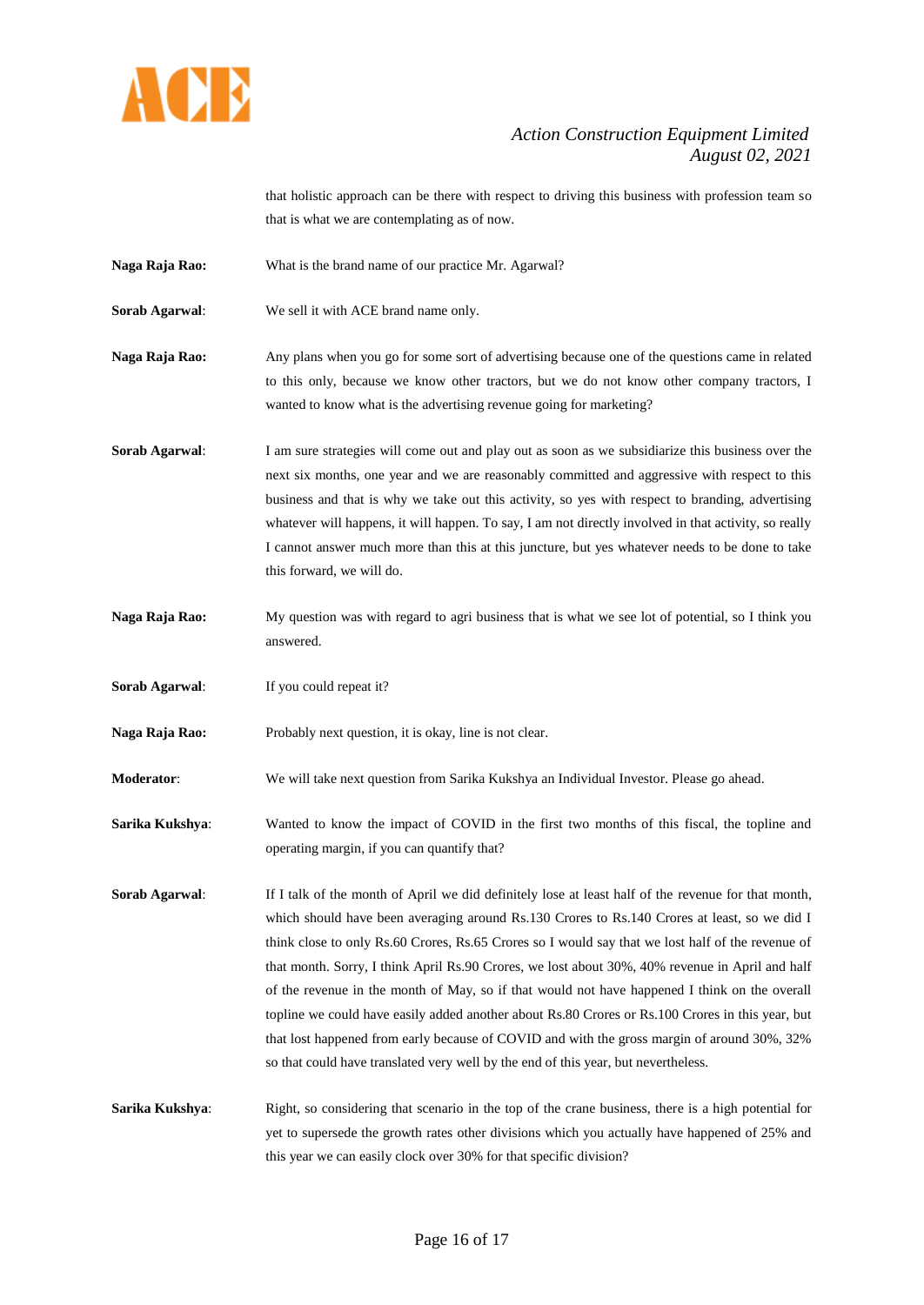that holistic approach can be there with respect to driving this business with profession team so that is what we are contemplating as of now.

**Naga Raja Rao:** What is the brand name of our practice Mr. Agarwal?

**Sorab Agarwal**: We sell it with ACE brand name only.

**Naga Raja Rao:** Any plans when you go for some sort of advertising because one of the questions came in related to this only, because we know other tractors, but we do not know other company tractors, I wanted to know what is the advertising revenue going for marketing?

**Sorab Agarwal**: I am sure strategies will come out and play out as soon as we subsidiarize this business over the next six months, one year and we are reasonably committed and aggressive with respect to this business and that is why we take out this activity, so yes with respect to branding, advertising whatever will happens, it will happen. To say, I am not directly involved in that activity, so really I cannot answer much more than this at this juncture, but yes whatever needs to be done to take this forward, we will do.

**Naga Raja Rao:** My question was with regard to agri business that is what we see lot of potential, so I think you answered.

**Sorab Agarwal**: If you could repeat it?

**Naga Raja Rao:** Probably next question, it is okay, line is not clear.

**Moderator**: We will take next question from Sarika Kukshya an Individual Investor. Please go ahead.

**Sarika Kukshya**: Wanted to know the impact of COVID in the first two months of this fiscal, the topline and operating margin, if you can quantify that?

**Sorab Agarwal**: If I talk of the month of April we did definitely lose at least half of the revenue for that month, which should have been averaging around Rs.130 Crores to Rs.140 Crores at least, so we did I think close to only Rs.60 Crores, Rs.65 Crores so I would say that we lost half of the revenue of that month. Sorry, I think April Rs.90 Crores, we lost about 30%, 40% revenue in April and half of the revenue in the month of May, so if that would not have happened I think on the overall topline we could have easily added another about Rs.80 Crores or Rs.100 Crores in this year, but that lost happened from early because of COVID and with the gross margin of around 30%, 32% so that could have translated very well by the end of this year, but nevertheless.

**Sarika Kukshya**: Right, so considering that scenario in the top of the crane business, there is a high potential for yet to supersede the growth rates other divisions which you actually have happened of 25% and this year we can easily clock over 30% for that specific division?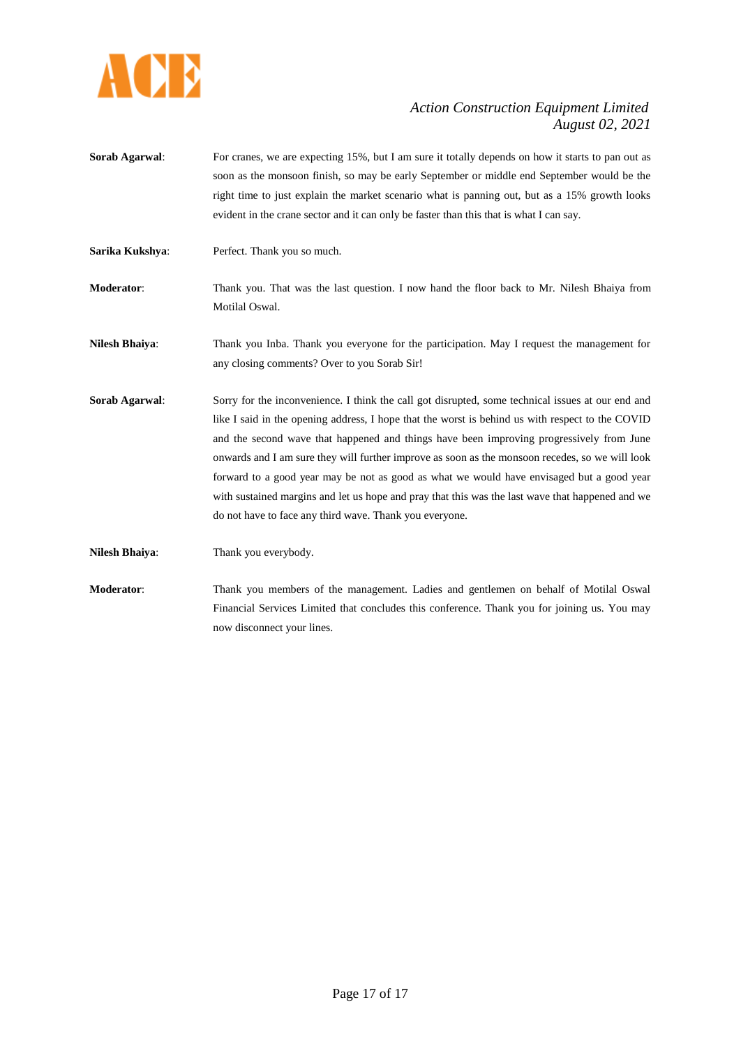**Sorab Agarwal**: For cranes, we are expecting 15%, but I am sure it totally depends on how it starts to pan out as soon as the monsoon finish, so may be early September or middle end September would be the right time to just explain the market scenario what is panning out, but as a 15% growth looks evident in the crane sector and it can only be faster than this that is what I can say.

**Sarika Kukshya**: Perfect. Thank you so much.

**Moderator**: Thank you. That was the last question. I now hand the floor back to Mr. Nilesh Bhaiya from Motilal Oswal.

**Nilesh Bhaiya**: Thank you Inba. Thank you everyone for the participation. May I request the management for any closing comments? Over to you Sorab Sir!

**Sorab Agarwal**: Sorry for the inconvenience. I think the call got disrupted, some technical issues at our end and like I said in the opening address, I hope that the worst is behind us with respect to the COVID and the second wave that happened and things have been improving progressively from June onwards and I am sure they will further improve as soon as the monsoon recedes, so we will look forward to a good year may be not as good as what we would have envisaged but a good year with sustained margins and let us hope and pray that this was the last wave that happened and we do not have to face any third wave. Thank you everyone.

**Nilesh Bhaiya**: Thank you everybody.

**Moderator**: Thank you members of the management. Ladies and gentlemen on behalf of Motilal Oswal Financial Services Limited that concludes this conference. Thank you for joining us. You may now disconnect your lines.